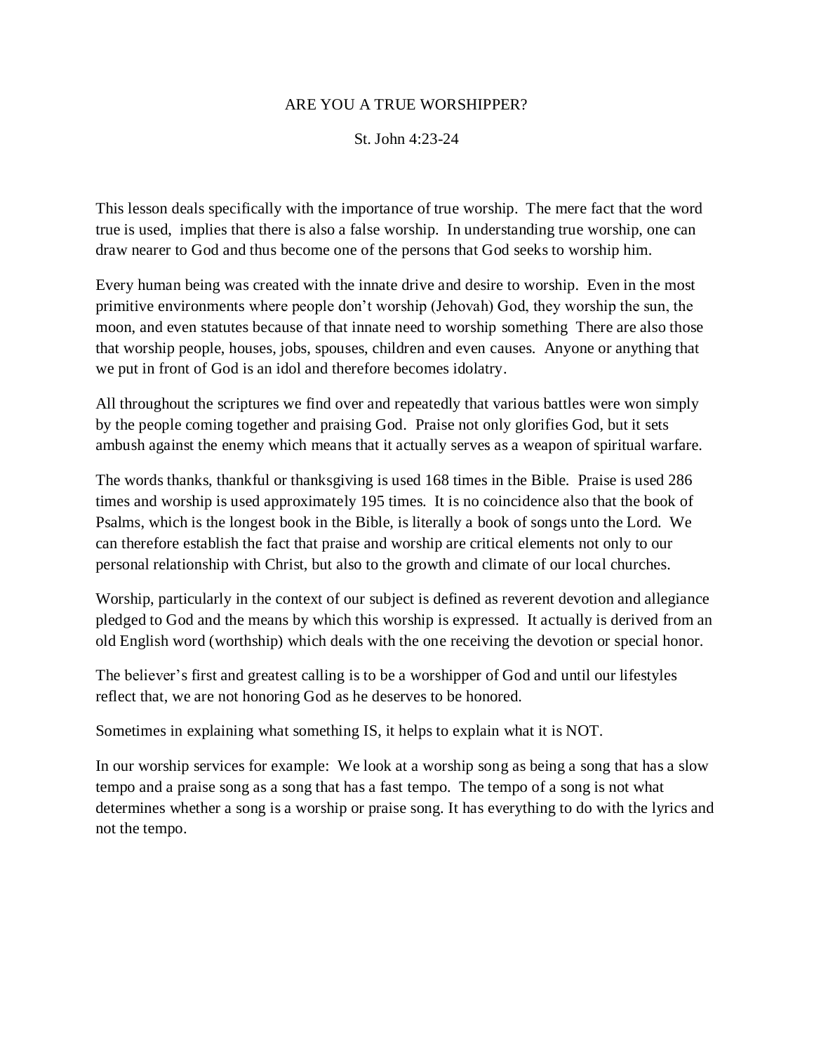# ARE YOU A TRUE WORSHIPPER?

St. John 4:23-24

This lesson deals specifically with the importance of true worship. The mere fact that the word true is used, implies that there is also a false worship. In understanding true worship, one can draw nearer to God and thus become one of the persons that God seeks to worship him.

Every human being was created with the innate drive and desire to worship. Even in the most primitive environments where people don't worship (Jehovah) God, they worship the sun, the moon, and even statutes because of that innate need to worship something There are also those that worship people, houses, jobs, spouses, children and even causes. Anyone or anything that we put in front of God is an idol and therefore becomes idolatry.

All throughout the scriptures we find over and repeatedly that various battles were won simply by the people coming together and praising God. Praise not only glorifies God, but it sets ambush against the enemy which means that it actually serves as a weapon of spiritual warfare.

The words thanks, thankful or thanksgiving is used 168 times in the Bible. Praise is used 286 times and worship is used approximately 195 times. It is no coincidence also that the book of Psalms, which is the longest book in the Bible, is literally a book of songs unto the Lord. We can therefore establish the fact that praise and worship are critical elements not only to our personal relationship with Christ, but also to the growth and climate of our local churches.

Worship, particularly in the context of our subject is defined as reverent devotion and allegiance pledged to God and the means by which this worship is expressed. It actually is derived from an old English word (worthship) which deals with the one receiving the devotion or special honor.

The believer's first and greatest calling is to be a worshipper of God and until our lifestyles reflect that, we are not honoring God as he deserves to be honored.

Sometimes in explaining what something IS, it helps to explain what it is NOT.

In our worship services for example: We look at a worship song as being a song that has a slow tempo and a praise song as a song that has a fast tempo. The tempo of a song is not what determines whether a song is a worship or praise song. It has everything to do with the lyrics and not the tempo.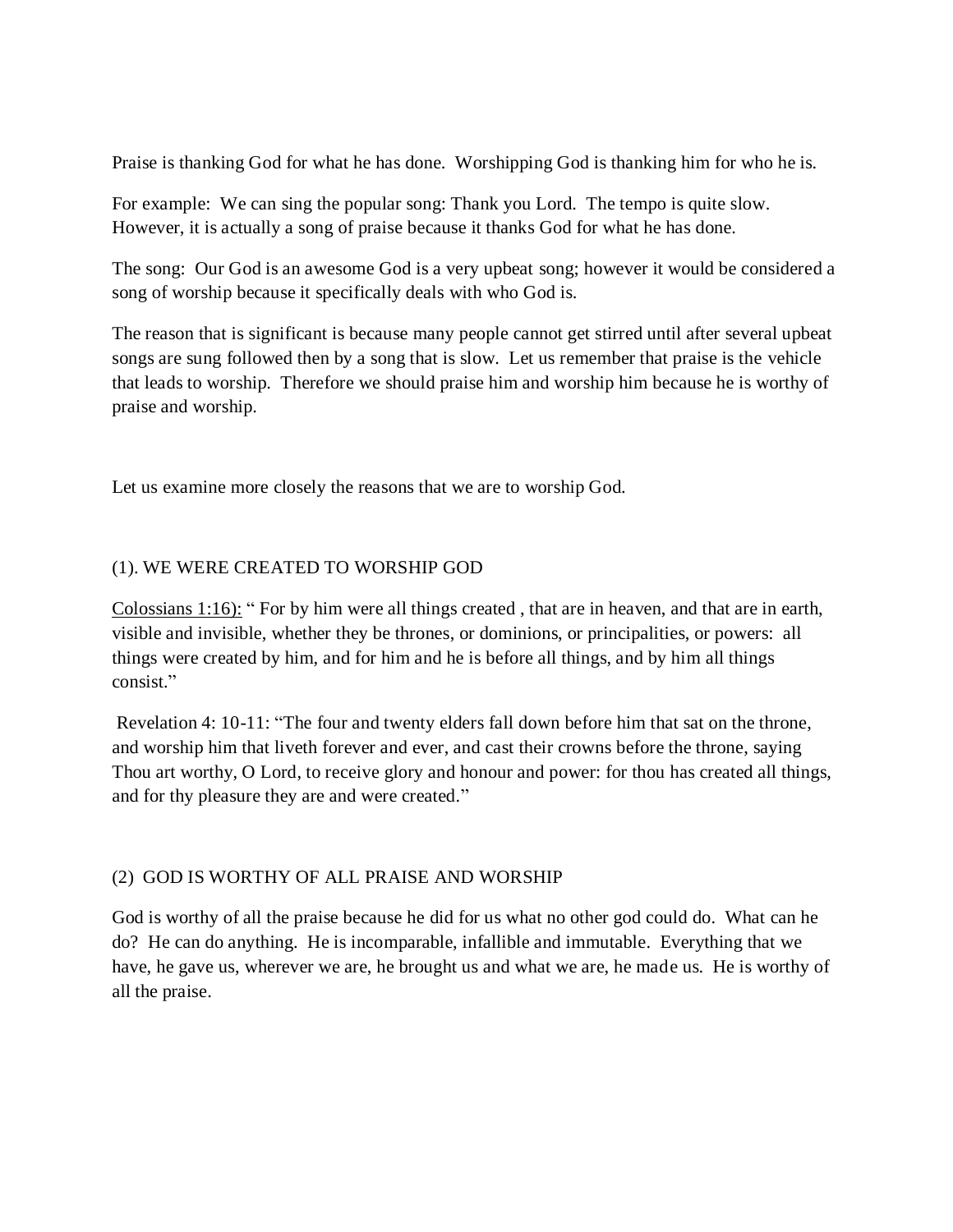Praise is thanking God for what he has done. Worshipping God is thanking him for who he is.

For example: We can sing the popular song: Thank you Lord. The tempo is quite slow. However, it is actually a song of praise because it thanks God for what he has done.

The song: Our God is an awesome God is a very upbeat song; however it would be considered a song of worship because it specifically deals with who God is.

The reason that is significant is because many people cannot get stirred until after several upbeat songs are sung followed then by a song that is slow. Let us remember that praise is the vehicle that leads to worship. Therefore we should praise him and worship him because he is worthy of praise and worship.

Let us examine more closely the reasons that we are to worship God.

## (1). WE WERE CREATED TO WORSHIP GOD

<u>Colossians 1:16):</u> " For by him were all things created , that are in heaven, and that are in earth, visible and invisible, whether they be thrones, or dominions, or principalities, or powers: all things were created by him, and for him and he is before all things, and by him all things consist."

Revelation 4: 10-11: "The four and twenty elders fall down before him that sat on the throne, and worship him that liveth forever and ever, and cast their crowns before the throne, saying Thou art worthy, O Lord, to receive glory and honour and power: for thou has created all things, and for thy pleasure they are and were created."

## (2) GOD IS WORTHY OF ALL PRAISE AND WORSHIP

God is worthy of all the praise because he did for us what no other god could do. What can he do? He can do anything. He is incomparable, infallible and immutable. Everything that we have, he gave us, wherever we are, he brought us and what we are, he made us. He is worthy of all the praise.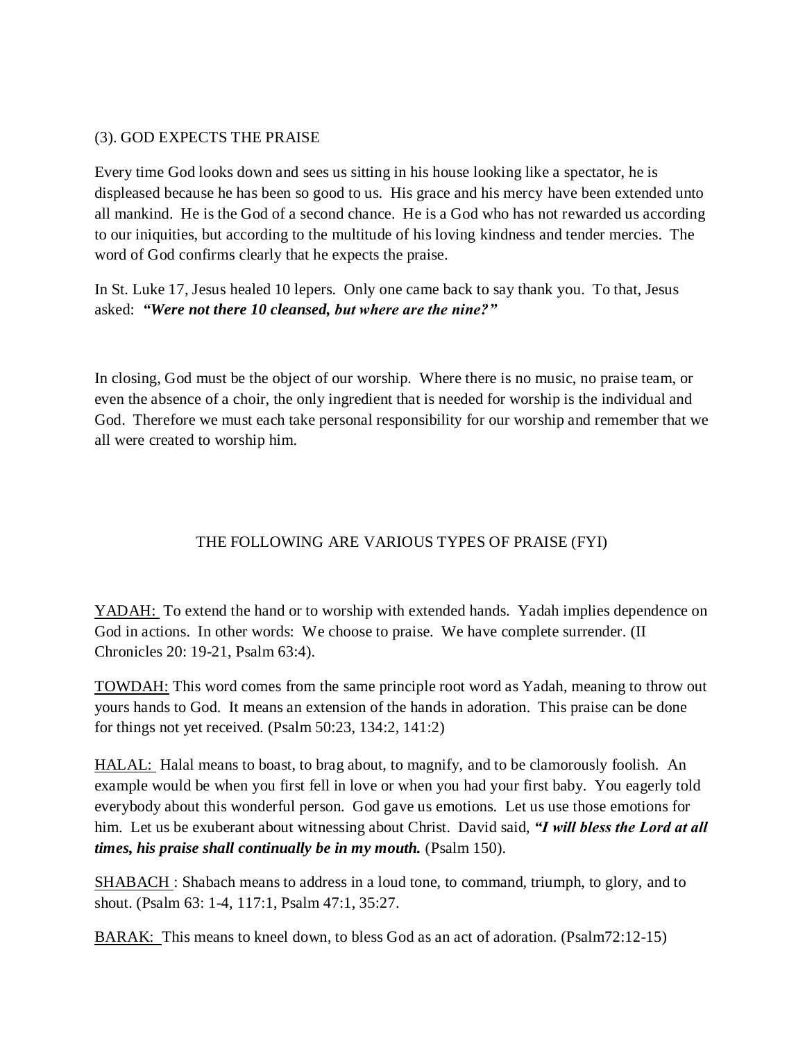## (3). GOD EXPECTS THE PRAISE

Every time God looks down and sees us sitting in his house looking like a spectator, he is displeased because he has been so good to us. His grace and his mercy have been extended unto all mankind. He is the God of a second chance. He is a God who has not rewarded us according to our iniquities, but according to the multitude of his loving kindness and tender mercies. The word of God confirms clearly that he expects the praise.

In St. Luke 17, Jesus healed 10 lepers. Only one came back to say thank you. To that, Jesus asked: ***"Were not there 10 cleansed, but where are the nine?"***

In closing, God must be the object of our worship. Where there is no music, no praise team, or even the absence of a choir, the only ingredient that is needed for worship is the individual and God. Therefore we must each take personal responsibility for our worship and remember that we all were created to worship him.

## THE FOLLOWING ARE VARIOUS TYPES OF PRAISE (FYI)

<u>YADAH:</u> To extend the hand or to worship with extended hands. Yadah implies dependence on God in actions. In other words: We choose to praise. We have complete surrender. (II Chronicles 20: 19-21, Psalm 63:4).

<u>TOWDAH:</u> This word comes from the same principle root word as Yadah, meaning to throw out yours hands to God. It means an extension of the hands in adoration. This praise can be done for things not yet received. (Psalm 50:23, 134:2, 141:2)

<u>HALAL:</u> Halal means to boast, to brag about, to magnify, and to be clamorously foolish. An example would be when you first fell in love or when you had your first baby. You eagerly told everybody about this wonderful person. God gave us emotions. Let us use those emotions for him. Let us be exuberant about witnessing about Christ. David said, ***"I will bless the Lord at all times, his praise shall continually be in my mouth.*** (Psalm 150).

<u>SHABACH</u> : Shabach means to address in a loud tone, to command, triumph, to glory, and to shout. (Psalm 63: 1-4, 117:1, Psalm 47:1, 35:27.

<u>BARAK:</u> This means to kneel down, to bless God as an act of adoration. (Psalm72:12-15)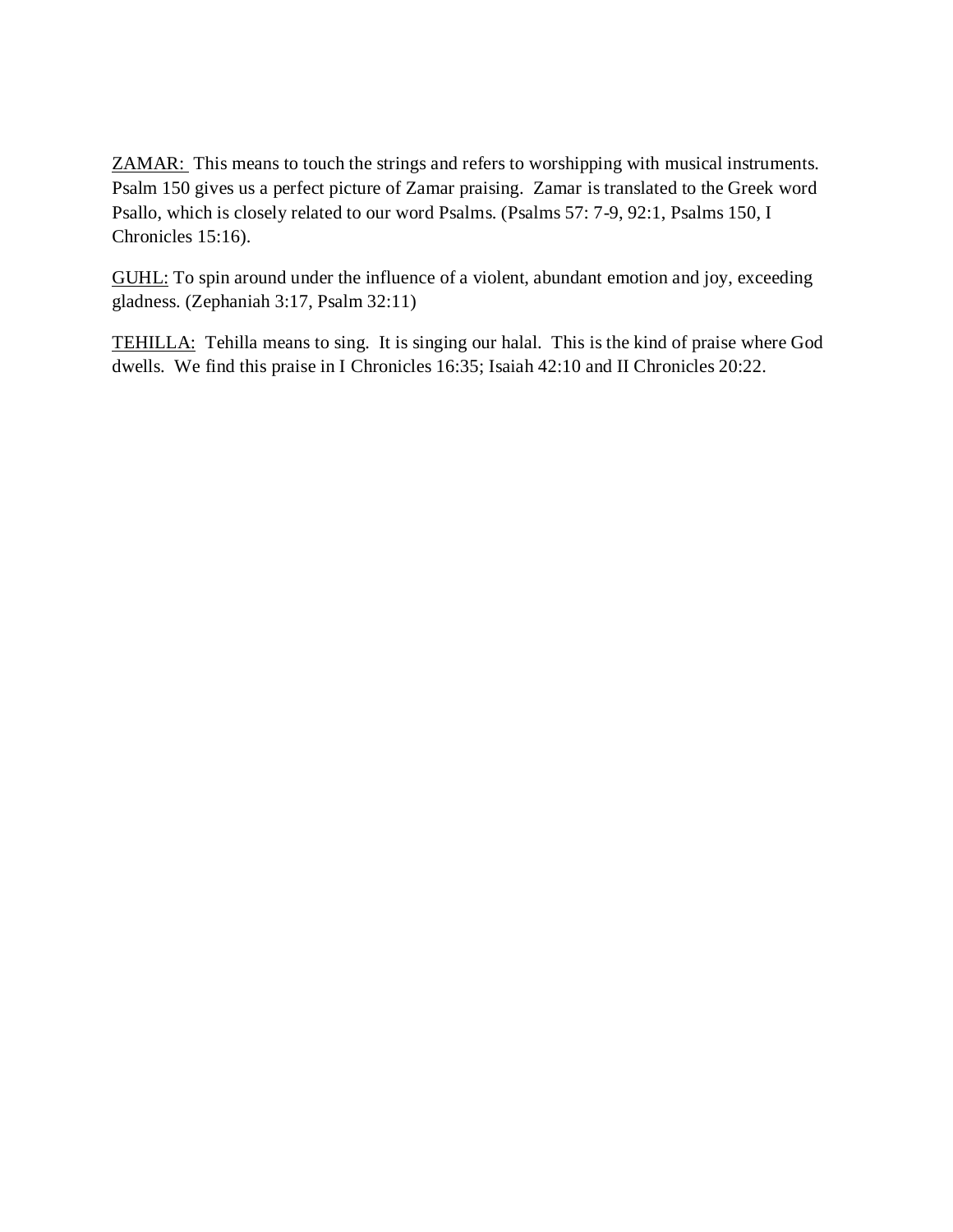<u>ZAMAR:</u> This means to touch the strings and refers to worshipping with musical instruments. Psalm 150 gives us a perfect picture of Zamar praising. Zamar is translated to the Greek word Psallo, which is closely related to our word Psalms. (Psalms 57: 7-9, 92:1, Psalms 150, I Chronicles 15:16).

<u>GUHL:</u> To spin around under the influence of a violent, abundant emotion and joy, exceeding gladness. (Zephaniah 3:17, Psalm 32:11)

<u>TEHILLA:</u> Tehilla means to sing. It is singing our halal. This is the kind of praise where God dwells. We find this praise in I Chronicles 16:35; Isaiah 42:10 and II Chronicles 20:22.